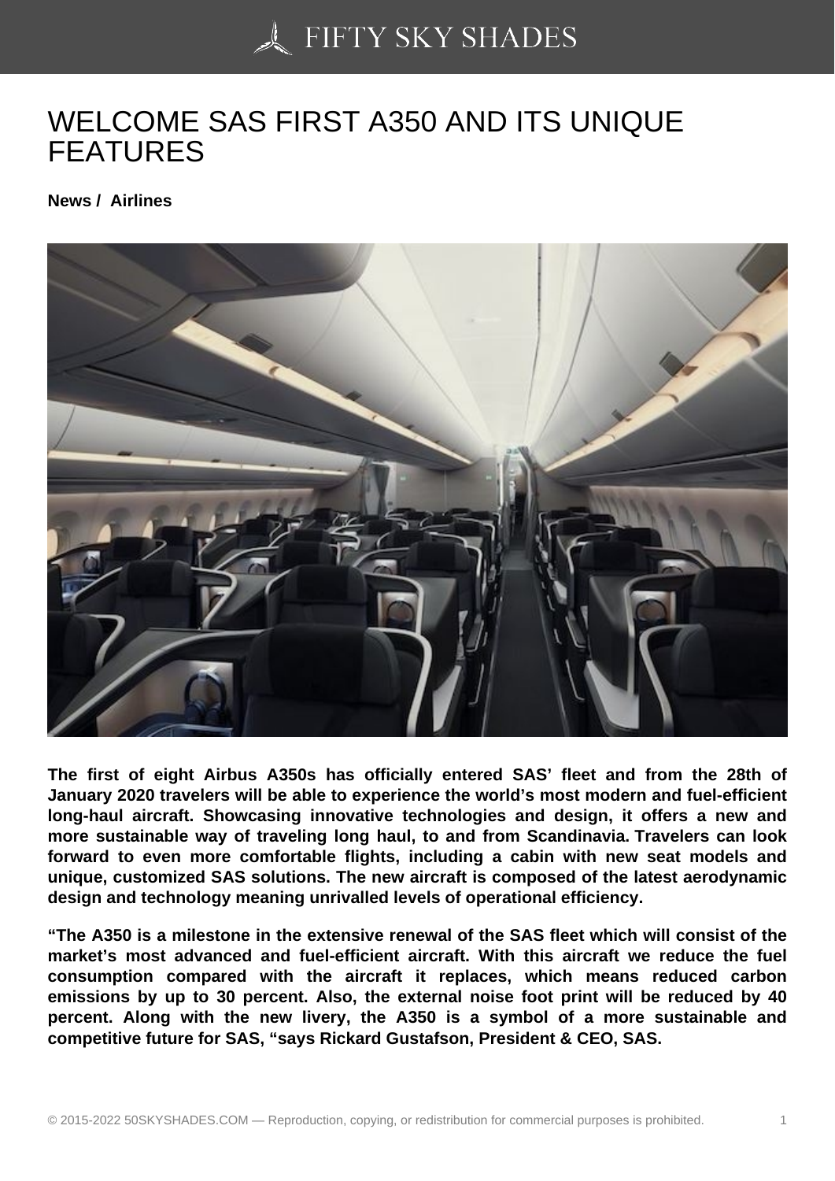# WELCOME SAS FIRST A350 AND ITS UNIQUE FEATURES

**News / Airlines**

**The first of eight Airbus A350s has officially entered SAS' fleet and from the 28th of January 2020 travelers will be able to experience the world's most modern and fuel-efficient long-haul aircraft. Showcasing innovative technologies and design, it offers a new and more sustainable way of traveling long haul, to and from Scandinavia. Travelers can look forward to even more comfortable flights, including a cabin with new seat models and unique, customized SAS solutions. The new aircraft is composed of the latest aerodynamic design and technology meaning unrivalled levels of operational efficiency.**

**"The A350 is a milestone in the extensive renewal of the SAS fleet which will consist of the market's most advanced and fuel-efficient aircraft. With this aircraft we reduce the fuel consumption compared with the aircraft it replaces, which means reduced carbon emissions by up to 30 percent. Also, the external noise foot print will be reduced by 40 percent. Along with the new livery, the A350 is a symbol of a more sustainable and competitive future for SAS, "says Rickard Gustafson, President & CEO, SAS.**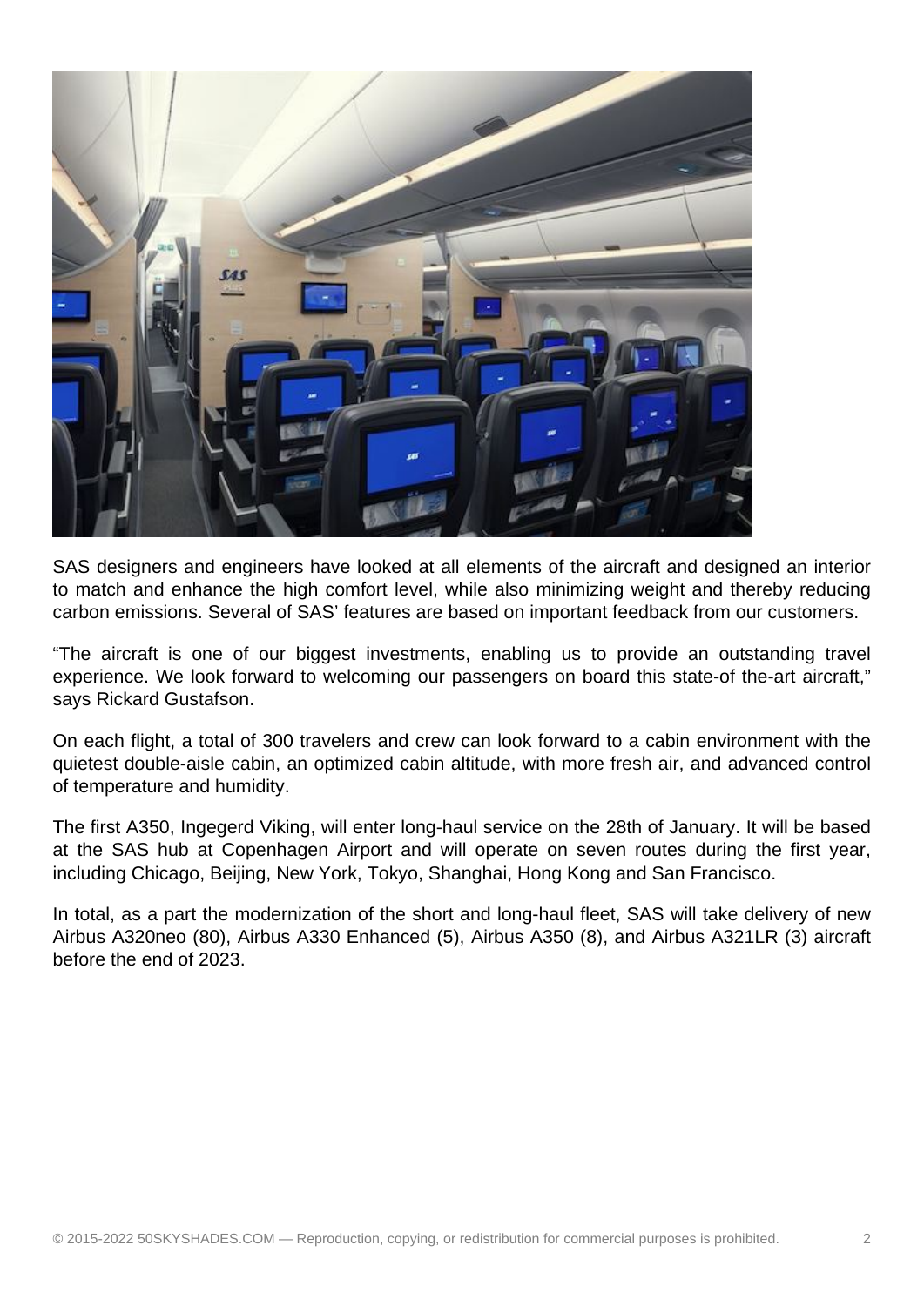SAS designers and engineers have looked at all elements of the aircraft and designed an interior to match and enhance the high comfort level, while also minimizing weight and thereby reducing carbon emissions. Several of SAS' features are based on important feedback from our customers.

"The aircraft is one of our biggest investments, enabling us to provide an outstanding travel experience. We look forward to welcoming our passengers on board this state-of the-art aircraft," says Rickard Gustafson.

On each flight, a total of 300 travelers and crew can look forward to a cabin environment with the quietest double-aisle cabin, an optimized cabin altitude, with more fresh air, and advanced control of temperature and humidity.

The first A350, Ingegerd Viking, will enter long-haul service on the 28th of January. It will be based at the SAS hub at Copenhagen Airport and will operate on seven routes during the first year, including Chicago, Beijing, New York, Tokyo, Shanghai, Hong Kong and San Francisco.

In total, as a part the modernization of the short and long-haul fleet, SAS will take delivery of new Airbus A320neo (80), Airbus A330 Enhanced (5), Airbus A350 (8), and Airbus A321LR (3) aircraft before the end of 2023.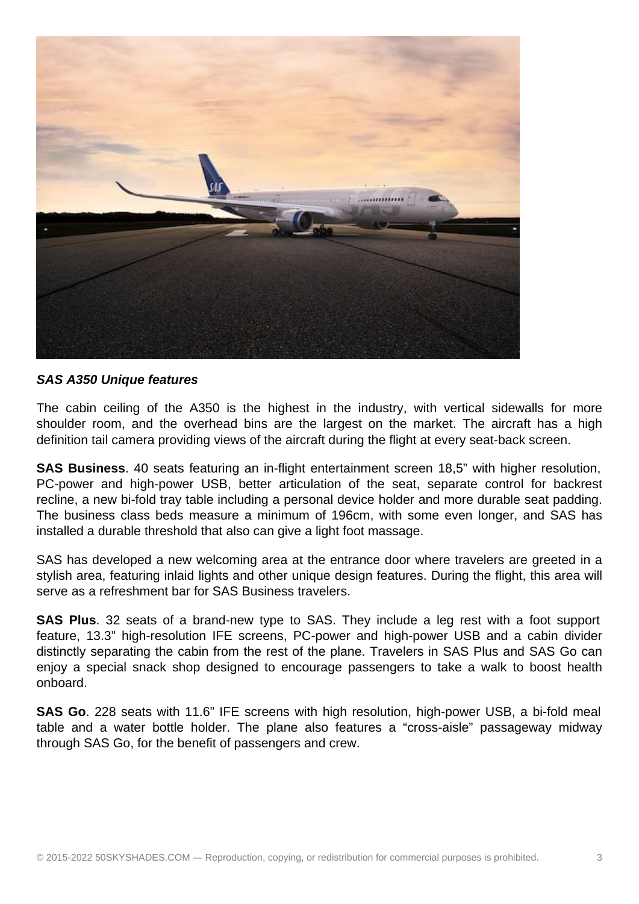***SAS A350 Unique features***

The cabin ceiling of the A350 is the highest in the industry, with vertical sidewalls for more shoulder room, and the overhead bins are the largest on the market. The aircraft has a high definition tail camera providing views of the aircraft during the flight at every seat-back screen.

**SAS Business**. 40 seats featuring an in-flight entertainment screen 18,5" with higher resolution, PC-power and high-power USB, better articulation of the seat, separate control for backrest recline, a new bi-fold tray table including a personal device holder and more durable seat padding. The business class beds measure a minimum of 196cm, with some even longer, and SAS has installed a durable threshold that also can give a light foot massage.

SAS has developed a new welcoming area at the entrance door where travelers are greeted in a stylish area, featuring inlaid lights and other unique design features. During the flight, this area will serve as a refreshment bar for SAS Business travelers.

**SAS Plus**. 32 seats of a brand-new type to SAS. They include a leg rest with a foot support feature, 13.3" high-resolution IFE screens, PC-power and high-power USB and a cabin divider distinctly separating the cabin from the rest of the plane. Travelers in SAS Plus and SAS Go can enjoy a special snack shop designed to encourage passengers to take a walk to boost health onboard.

**SAS Go**. 228 seats with 11.6" IFE screens with high resolution, high-power USB, a bi-fold meal table and a water bottle holder. The plane also features a "cross-aisle" passageway midway through SAS Go, for the benefit of passengers and crew.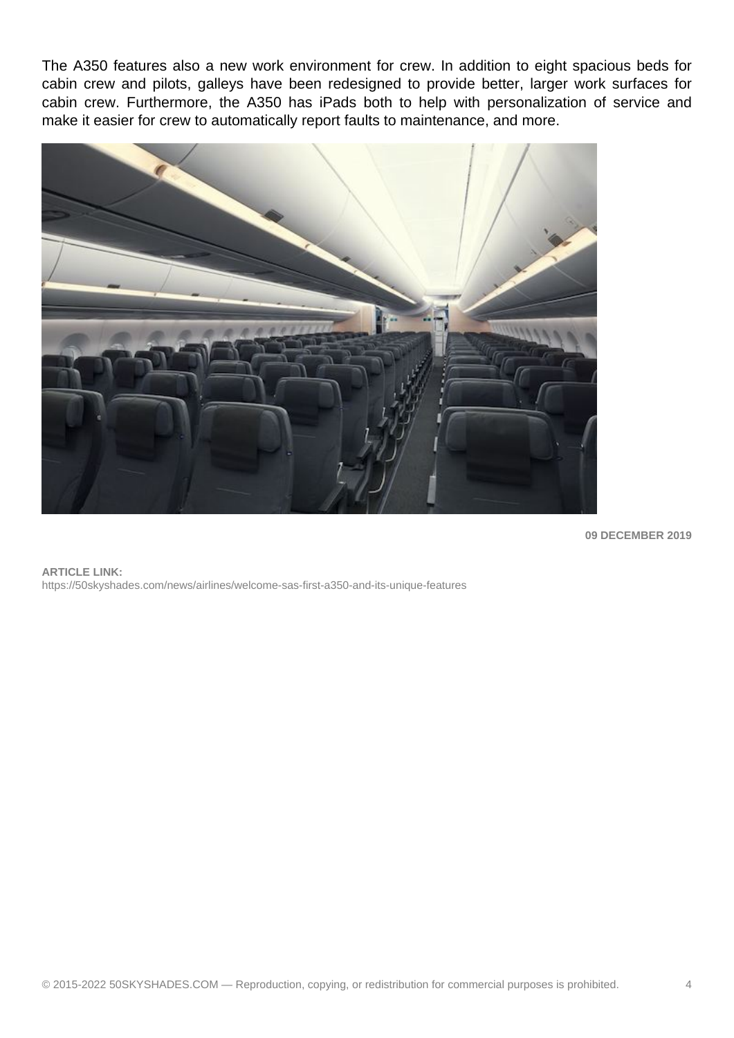The A350 features also a new work environment for crew. In addition to eight spacious beds for cabin crew and pilots, galleys have been redesigned to provide better, larger work surfaces for cabin crew. Furthermore, the A350 has iPads both to help with personalization of service and make it easier for crew to automatically report faults to maintenance, and more.

**09 DECEMBER 2019**

**ARTICLE LINK:**
https://50skyshades.com/news/airlines/welcome-sas-first-a350-and-its-unique-features